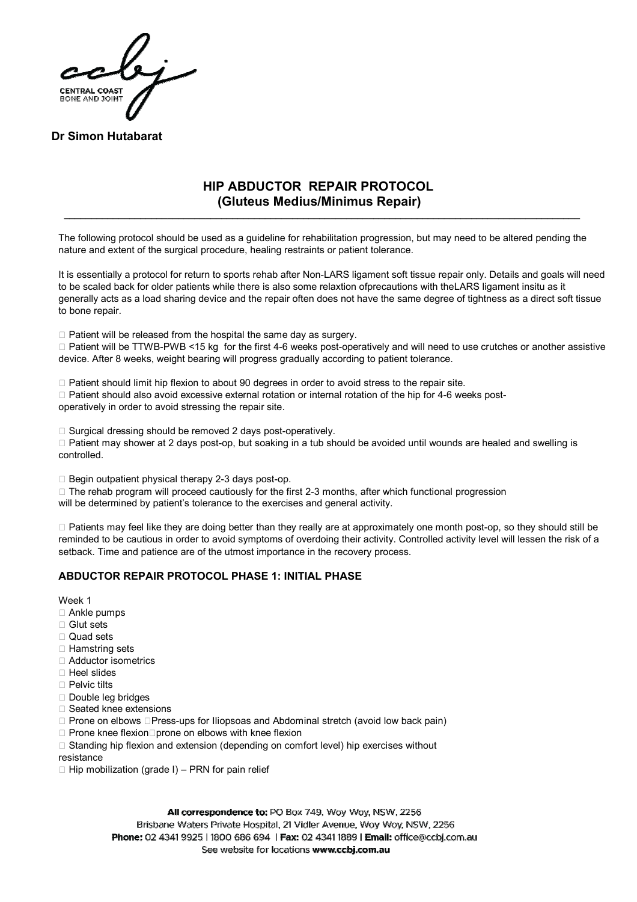**Dr Simon Hutabarat**

# HIP ABDUCTOR REPAIR PROTOCOL
## (Gluteus Medius/Minimus Repair)

The following protocol should be used as a guideline for rehabilitation progression, but may need to be altered pending the nature and extent of the surgical procedure, healing restraints or patient tolerance.

It is essentially a protocol for return to sports rehab after Non-LARS ligament soft tissue repair only. Details and goals will need to be scaled back for older patients while there is also some relaxtion ofprecautions with theLARS ligament insitu as it generally acts as a load sharing device and the repair often does not have the same degree of tightness as a direct soft tissue to bone repair.

- Patient will be released from the hospital the same day as surgery.
- Patient will be TTWB-PWB <15 kg for the first 4-6 weeks post-operatively and will need to use crutches or another assistive device. After 8 weeks, weight bearing will progress gradually according to patient tolerance.

- Patient should limit hip flexion to about 90 degrees in order to avoid stress to the repair site.
- Patient should also avoid excessive external rotation or internal rotation of the hip for 4-6 weeks post-operatively in order to avoid stressing the repair site.

- Surgical dressing should be removed 2 days post-operatively.
- Patient may shower at 2 days post-op, but soaking in a tub should be avoided until wounds are healed and swelling is controlled.

- Begin outpatient physical therapy 2-3 days post-op.
- The rehab program will proceed cautiously for the first 2-3 months, after which functional progression will be determined by patient's tolerance to the exercises and general activity.

- Patients may feel like they are doing better than they really are at approximately one month post-op, so they should still be reminded to be cautious in order to avoid symptoms of overdoing their activity. Controlled activity level will lessen the risk of a setback. Time and patience are of the utmost importance in the recovery process.

### ABDUCTOR REPAIR PROTOCOL PHASE 1: INITIAL PHASE

Week 1

- Ankle pumps
- Glut sets
- Quad sets
- Hamstring sets
- Adductor isometrics
- Heel slides
- Pelvic tilts
- Double leg bridges
- Seated knee extensions
- Prone on elbows - Press-ups for Iliopsoas and Abdominal stretch (avoid low back pain)
- Prone knee flexion - prone on elbows with knee flexion
- Standing hip flexion and extension (depending on comfort level) hip exercises without resistance
- Hip mobilization (grade I) – PRN for pain relief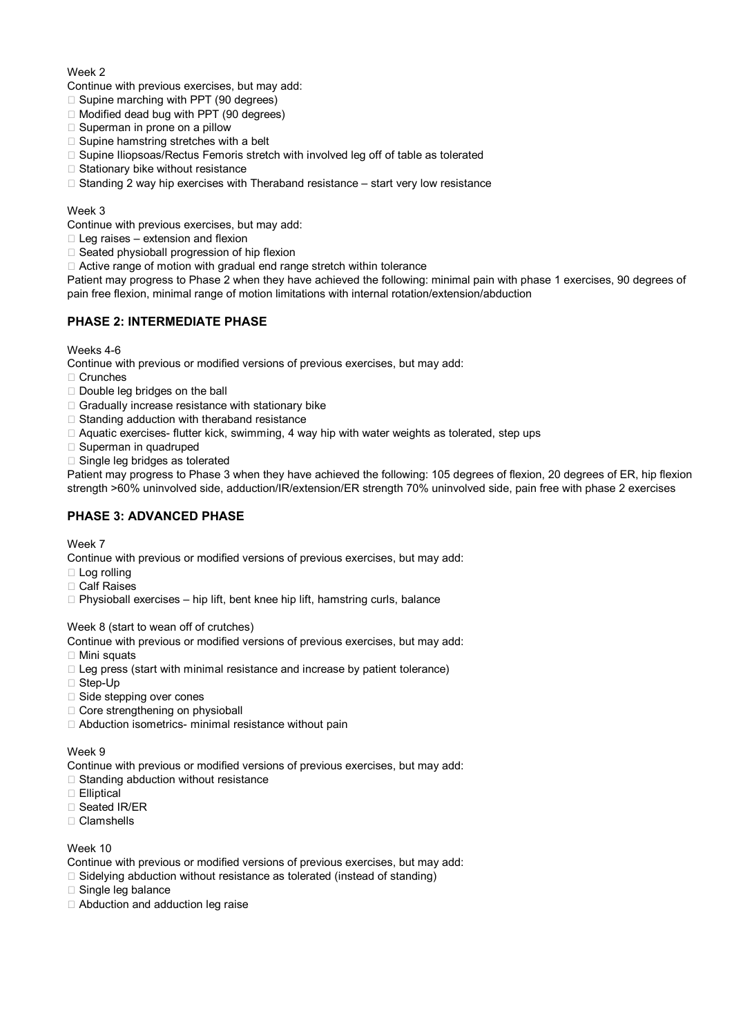Week 2

Continue with previous exercises, but may add:

- Supine marching with PPT (90 degrees)
- Modified dead bug with PPT (90 degrees)
- Superman in prone on a pillow
- Supine hamstring stretches with a belt
- Supine Iliopsoas/Rectus Femoris stretch with involved leg off of table as tolerated
- Stationary bike without resistance
- Standing 2 way hip exercises with Theraband resistance – start very low resistance

Week 3

Continue with previous exercises, but may add:

- Leg raises – extension and flexion
- Seated physioball progression of hip flexion
- Active range of motion with gradual end range stretch within tolerance

Patient may progress to Phase 2 when they have achieved the following: minimal pain with phase 1 exercises, 90 degrees of pain free flexion, minimal range of motion limitations with internal rotation/extension/abduction

## PHASE 2: INTERMEDIATE PHASE

Weeks 4-6

Continue with previous or modified versions of previous exercises, but may add:

- Crunches
- Double leg bridges on the ball
- Gradually increase resistance with stationary bike
- Standing adduction with theraband resistance
- Aquatic exercises- flutter kick, swimming, 4 way hip with water weights as tolerated, step ups
- Superman in quadruped
- Single leg bridges as tolerated

Patient may progress to Phase 3 when they have achieved the following: 105 degrees of flexion, 20 degrees of ER, hip flexion strength >60% uninvolved side, adduction/IR/extension/ER strength 70% uninvolved side, pain free with phase 2 exercises

## PHASE 3: ADVANCED PHASE

Week 7

Continue with previous or modified versions of previous exercises, but may add:

- Log rolling
- Calf Raises
- Physioball exercises – hip lift, bent knee hip lift, hamstring curls, balance

Week 8 (start to wean off of crutches)

Continue with previous or modified versions of previous exercises, but may add:

- Mini squats
- Leg press (start with minimal resistance and increase by patient tolerance)
- Step-Up
- Side stepping over cones
- Core strengthening on physioball
- Abduction isometrics- minimal resistance without pain

Week 9

Continue with previous or modified versions of previous exercises, but may add:

- Standing abduction without resistance
- Elliptical
- Seated IR/ER
- Clamshells

Week 10

Continue with previous or modified versions of previous exercises, but may add:

- Sidelying abduction without resistance as tolerated (instead of standing)
- Single leg balance
- Abduction and adduction leg raise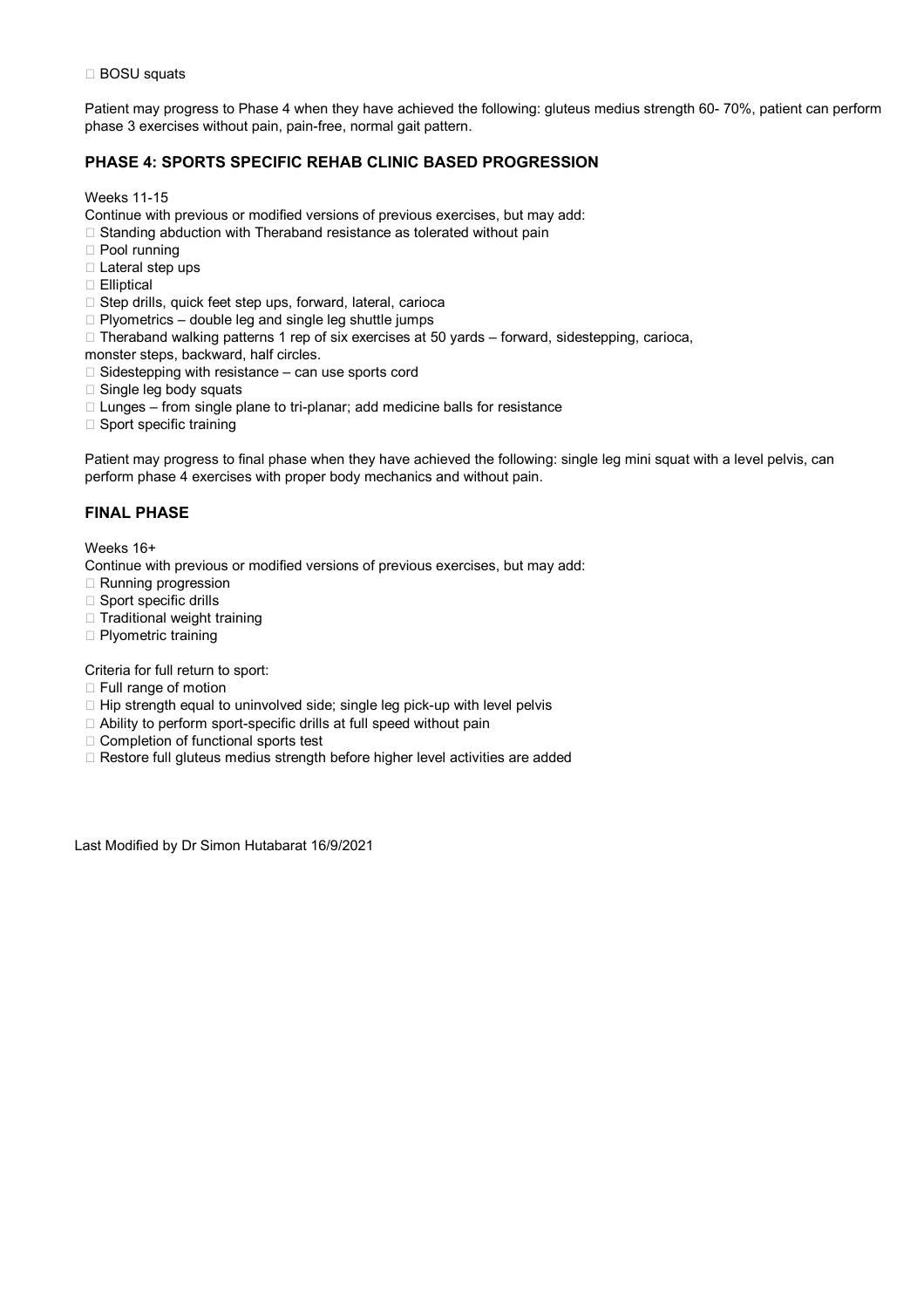- BOSU squats

Patient may progress to Phase 4 when they have achieved the following: gluteus medius strength 60- 70%, patient can perform phase 3 exercises without pain, pain-free, normal gait pattern.

### PHASE 4: SPORTS SPECIFIC REHAB CLINIC BASED PROGRESSION

Weeks 11-15

Continue with previous or modified versions of previous exercises, but may add:

- Standing abduction with Theraband resistance as tolerated without pain
- Pool running
- Lateral step ups
- Elliptical
- Step drills, quick feet step ups, forward, lateral, carioca
- Plyometrics – double leg and single leg shuttle jumps
- Theraband walking patterns 1 rep of six exercises at 50 yards – forward, sidestepping, carioca, monster steps, backward, half circles.
- Sidestepping with resistance – can use sports cord
- Single leg body squats
- Lunges – from single plane to tri-planar; add medicine balls for resistance
- Sport specific training

Patient may progress to final phase when they have achieved the following: single leg mini squat with a level pelvis, can perform phase 4 exercises with proper body mechanics and without pain.

### FINAL PHASE

Weeks 16+

Continue with previous or modified versions of previous exercises, but may add:

- Running progression
- Sport specific drills
- Traditional weight training
- Plyometric training

Criteria for full return to sport:

- Full range of motion
- Hip strength equal to uninvolved side; single leg pick-up with level pelvis
- Ability to perform sport-specific drills at full speed without pain
- Completion of functional sports test
- Restore full gluteus medius strength before higher level activities are added

Last Modified by Dr Simon Hutabarat 16/9/2021